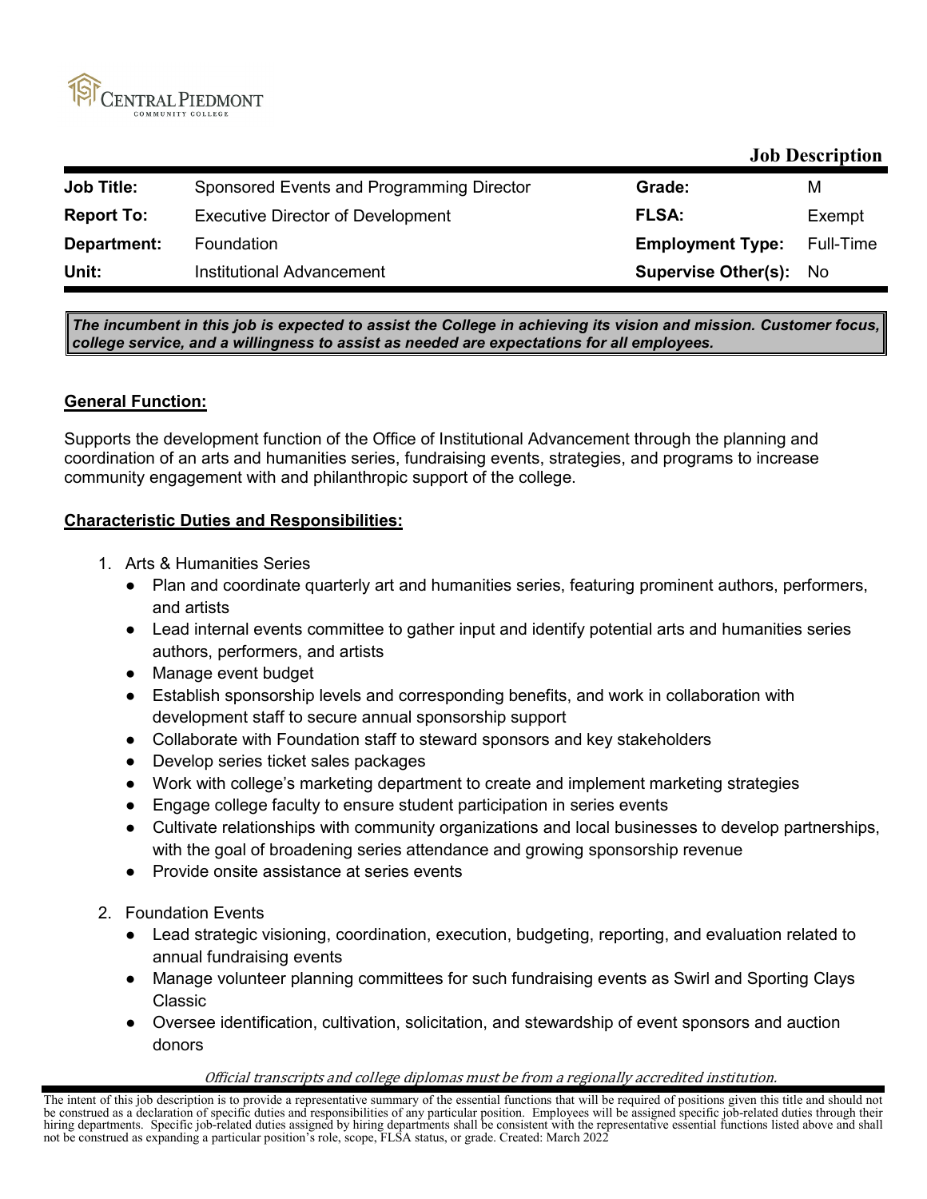Central Piedmont Community College

**Job Description**

| Job Title: | Sponsored Events and Programming Director | Grade: | M |
|---|---|---|---|
| Report To: | Executive Director of Development | FLSA: | Exempt |
| Department: | Foundation | Employment Type: | Full-Time |
| Unit: | Institutional Advancement | Supervise Other(s): | No |

***The incumbent in this job is expected to assist the College in achieving its vision and mission. Customer focus, college service, and a willingness to assist as needed are expectations for all employees.***

## General Function:

Supports the development function of the Office of Institutional Advancement through the planning and coordination of an arts and humanities series, fundraising events, strategies, and programs to increase community engagement with and philanthropic support of the college.

## Characteristic Duties and Responsibilities:

1. Arts & Humanities Series
   - Plan and coordinate quarterly art and humanities series, featuring prominent authors, performers, and artists
   - Lead internal events committee to gather input and identify potential arts and humanities series authors, performers, and artists
   - Manage event budget
   - Establish sponsorship levels and corresponding benefits, and work in collaboration with development staff to secure annual sponsorship support
   - Collaborate with Foundation staff to steward sponsors and key stakeholders
   - Develop series ticket sales packages
   - Work with college's marketing department to create and implement marketing strategies
   - Engage college faculty to ensure student participation in series events
   - Cultivate relationships with community organizations and local businesses to develop partnerships, with the goal of broadening series attendance and growing sponsorship revenue
   - Provide onsite assistance at series events

2. Foundation Events
   - Lead strategic visioning, coordination, execution, budgeting, reporting, and evaluation related to annual fundraising events
   - Manage volunteer planning committees for such fundraising events as Swirl and Sporting Clays Classic
   - Oversee identification, cultivation, solicitation, and stewardship of event sponsors and auction donors

*Official transcripts and college diplomas must be from a regionally accredited institution.*

The intent of this job description is to provide a representative summary of the essential functions that will be required of positions given this title and should not be construed as a declaration of specific duties and responsibilities of any particular position. Employees will be assigned specific job-related duties through their hiring departments. Specific job-related duties assigned by hiring departments shall be consistent with the representative essential functions listed above and shall not be construed as expanding a particular position's role, scope, FLSA status, or grade. Created: March 2022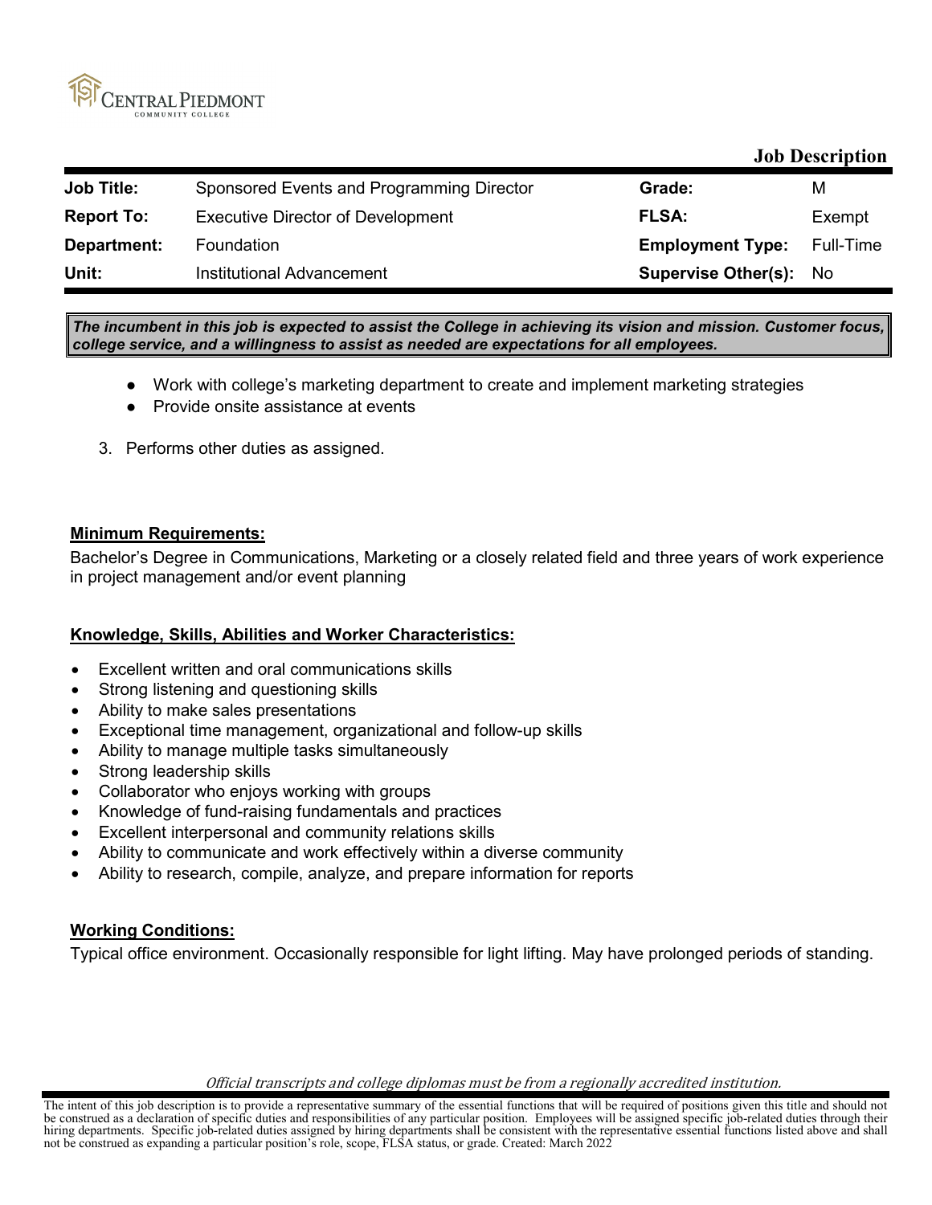**Job Description**

| | | | |
|---|---|---|---|
| **Job Title:** | Sponsored Events and Programming Director | **Grade:** | M |
| **Report To:** | Executive Director of Development | **FLSA:** | Exempt |
| **Department:** | Foundation | **Employment Type:** | Full-Time |
| **Unit:** | Institutional Advancement | **Supervise Other(s):** | No |

***The incumbent in this job is expected to assist the College in achieving its vision and mission. Customer focus, college service, and a willingness to assist as needed are expectations for all employees.***

- Work with college's marketing department to create and implement marketing strategies
- Provide onsite assistance at events

3. Performs other duties as assigned.

**Minimum Requirements:**

Bachelor's Degree in Communications, Marketing or a closely related field and three years of work experience in project management and/or event planning

**Knowledge, Skills, Abilities and Worker Characteristics:**

- Excellent written and oral communications skills
- Strong listening and questioning skills
- Ability to make sales presentations
- Exceptional time management, organizational and follow-up skills
- Ability to manage multiple tasks simultaneously
- Strong leadership skills
- Collaborator who enjoys working with groups
- Knowledge of fund-raising fundamentals and practices
- Excellent interpersonal and community relations skills
- Ability to communicate and work effectively within a diverse community
- Ability to research, compile, analyze, and prepare information for reports

**Working Conditions:**

Typical office environment. Occasionally responsible for light lifting. May have prolonged periods of standing.

*Official transcripts and college diplomas must be from a regionally accredited institution.*

The intent of this job description is to provide a representative summary of the essential functions that will be required of positions given this title and should not be construed as a declaration of specific duties and responsibilities of any particular position. Employees will be assigned specific job-related duties through their hiring departments. Specific job-related duties assigned by hiring departments shall be consistent with the representative essential functions listed above and shall not be construed as expanding a particular position's role, scope, FLSA status, or grade. Created: March 2022